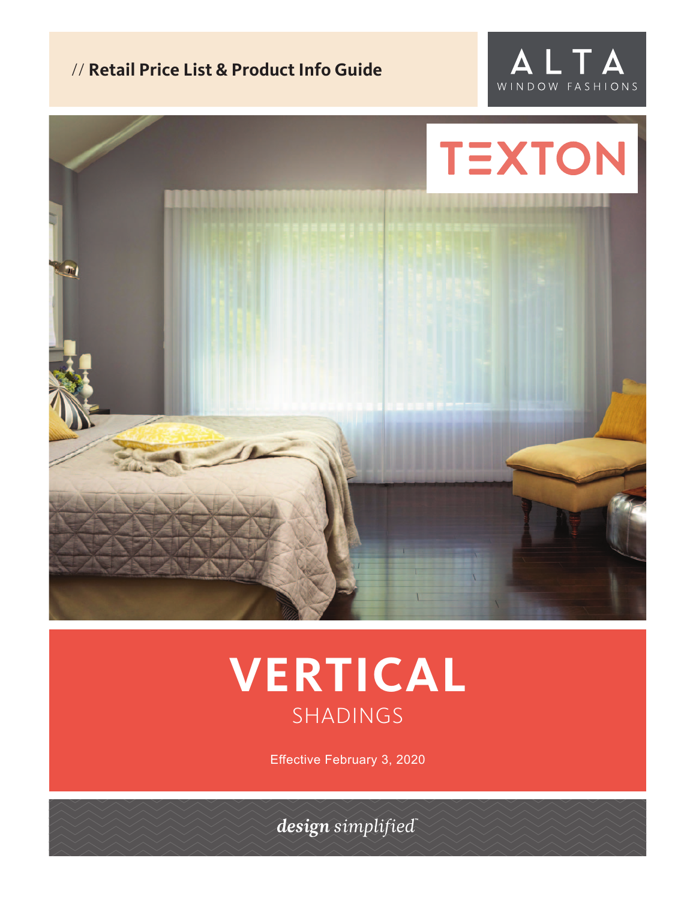// **Retail Price List & Product Info Guide**

ALTA WINDOW FASHIONS

TEXTON

# VERTICAL

## SHADINGS

Effective February 3, 2020

*design simplified*™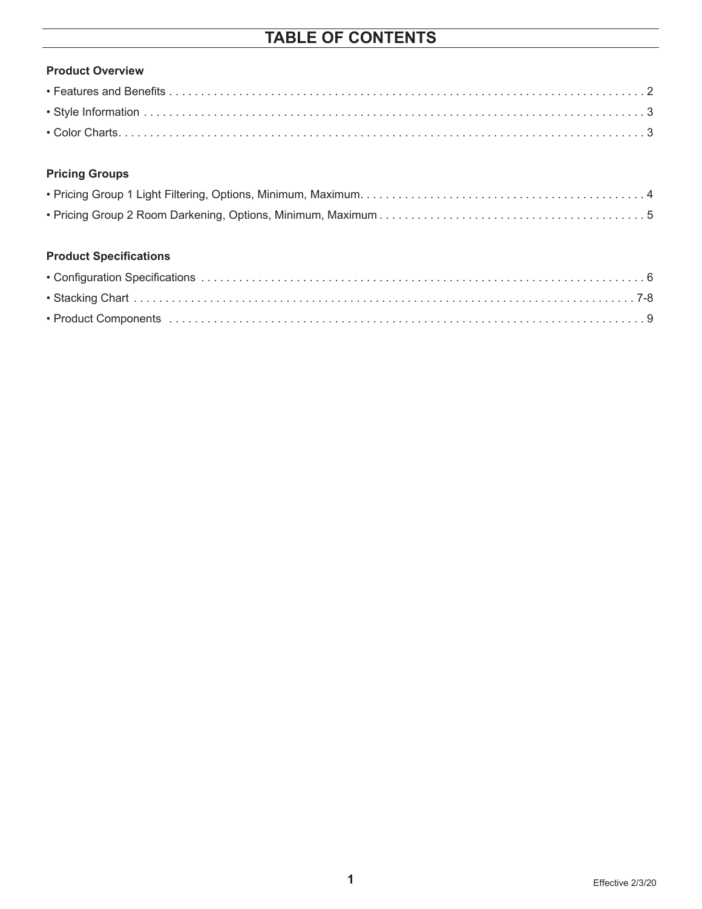# TABLE OF CONTENTS

**Product Overview**

- Features and Benefits . . . . . . . . . . 2
- Style Information . . . . . . . . . . 3
- Color Charts. . . . . . . . . . 3

**Pricing Groups**

- Pricing Group 1 Light Filtering, Options, Minimum, Maximum. . . . . . . . . . 4
- Pricing Group 2 Room Darkening, Options, Minimum, Maximum . . . . . . . . . . 5

**Product Specifications**

- Configuration Specifications . . . . . . . . . . 6
- Stacking Chart . . . . . . . . . . 7-8
- Product Components . . . . . . . . . . 9

Effective 2/3/20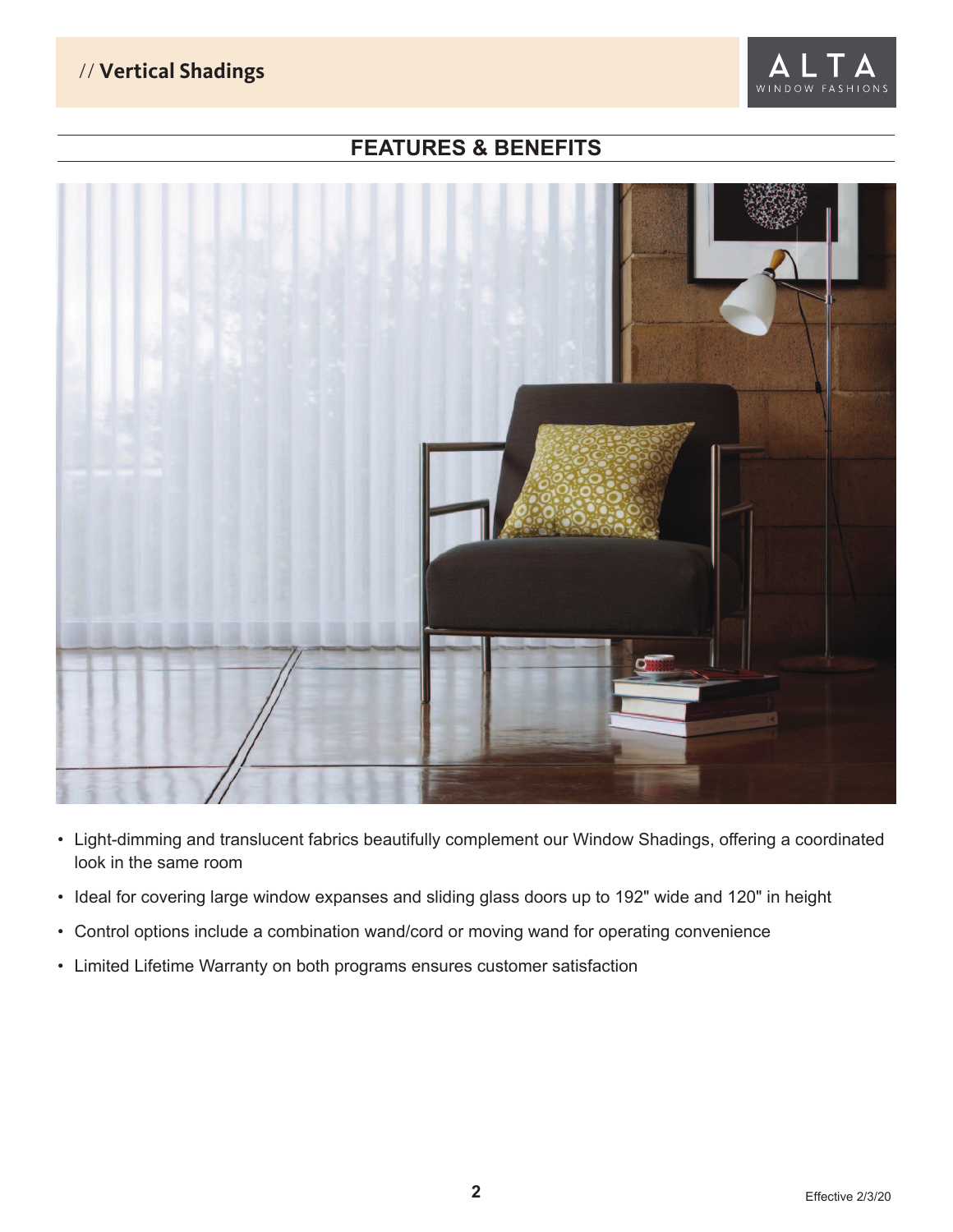## FEATURES & BENEFITS

- Light-dimming and translucent fabrics beautifully complement our Window Shadings, offering a coordinated look in the same room
- Ideal for covering large window expanses and sliding glass doors up to 192" wide and 120" in height
- Control options include a combination wand/cord or moving wand for operating convenience
- Limited Lifetime Warranty on both programs ensures customer satisfaction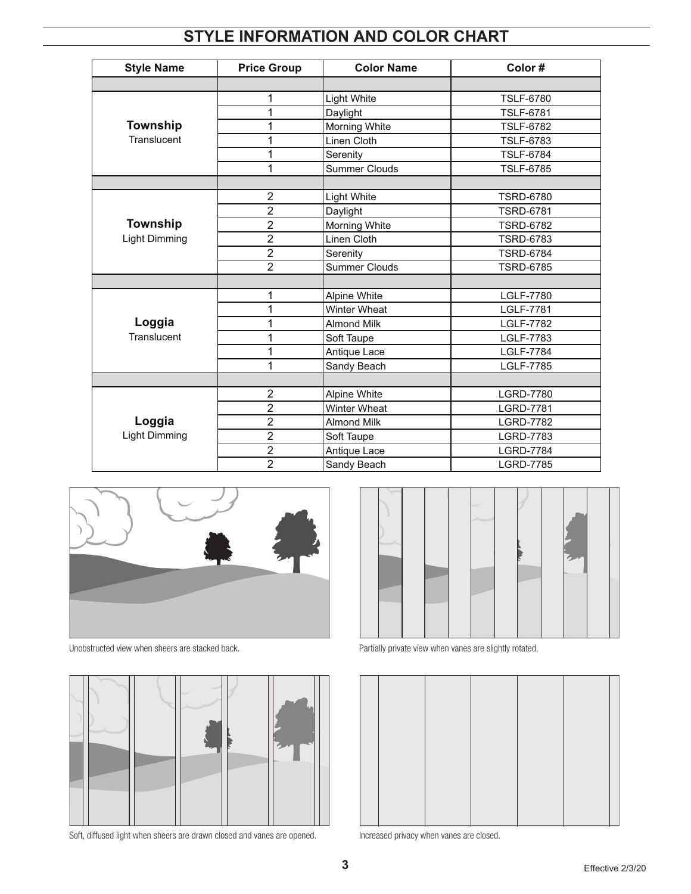## STYLE INFORMATION AND COLOR CHART

| Style Name | Price Group | Color Name | Color # |
|---|---|---|---|
| | | | |
| **Township** Translucent | 1 | Light White | TSLF-6780 |
| | 1 | Daylight | TSLF-6781 |
| | 1 | Morning White | TSLF-6782 |
| | 1 | Linen Cloth | TSLF-6783 |
| | 1 | Serenity | TSLF-6784 |
| | 1 | Summer Clouds | TSLF-6785 |
| | | | |
| **Township** Light Dimming | 2 | Light White | TSRD-6780 |
| | 2 | Daylight | TSRD-6781 |
| | 2 | Morning White | TSRD-6782 |
| | 2 | Linen Cloth | TSRD-6783 |
| | 2 | Serenity | TSRD-6784 |
| | 2 | Summer Clouds | TSRD-6785 |
| | | | |
| **Loggia** Translucent | 1 | Alpine White | LGLF-7780 |
| | 1 | Winter Wheat | LGLF-7781 |
| | 1 | Almond Milk | LGLF-7782 |
| | 1 | Soft Taupe | LGLF-7783 |
| | 1 | Antique Lace | LGLF-7784 |
| | 1 | Sandy Beach | LGLF-7785 |
| | | | |
| **Loggia** Light Dimming | 2 | Alpine White | LGRD-7780 |
| | 2 | Winter Wheat | LGRD-7781 |
| | 2 | Almond Milk | LGRD-7782 |
| | 2 | Soft Taupe | LGRD-7783 |
| | 2 | Antique Lace | LGRD-7784 |
| | 2 | Sandy Beach | LGRD-7785 |

Unobstructed view when sheers are stacked back.

Partially private view when vanes are slightly rotated.

Soft, diffused light when sheers are drawn closed and vanes are opened.

Increased privacy when vanes are closed.

Effective 2/3/20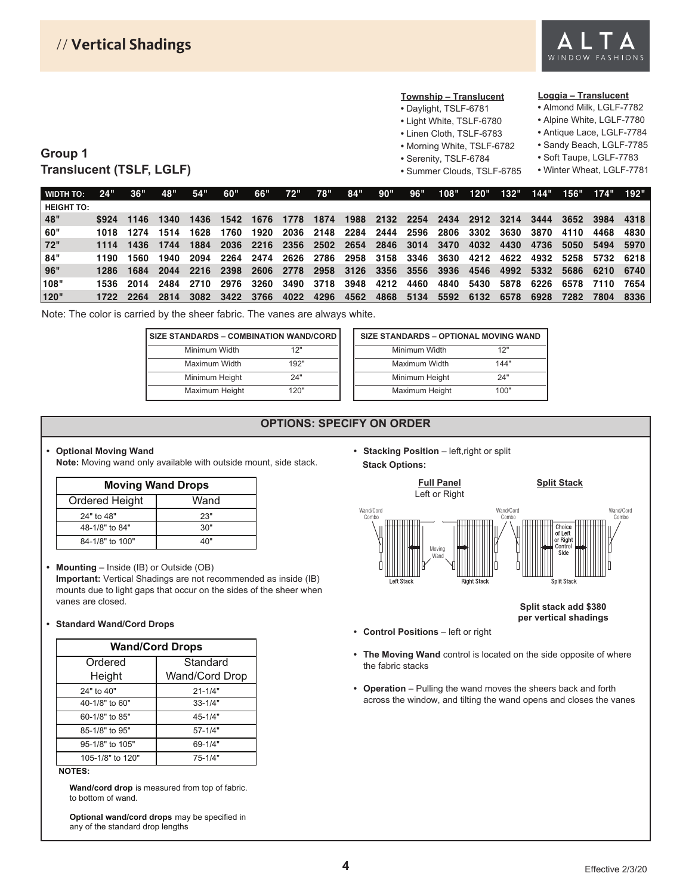# // Vertical Shadings

ALTA WINDOW FASHIONS

## Group 1
## Translucent (TSLF, LGLF)

**Township – Translucent**

- Daylight, TSLF-6781
- Light White, TSLF-6780
- Linen Cloth, TSLF-6783
- Morning White, TSLF-6782
- Serenity, TSLF-6784
- Summer Clouds, TSLF-6785

**Loggia – Translucent**

- Almond Milk, LGLF-7782
- Alpine White, LGLF-7780
- Antique Lace, LGLF-7784
- Sandy Beach, LGLF-7785
- Soft Taupe, LGLF-7783
- Winter Wheat, LGLF-7781

| WIDTH TO: | 24" | 36" | 48" | 54" | 60" | 66" | 72" | 78" | 84" | 90" | 96" | 108" | 120" | 132" | 144" | 156" | 174" | 192" |
|---|---|---|---|---|---|---|---|---|---|---|---|---|---|---|---|---|---|---|
| HEIGHT TO: | | | | | | | | | | | | | | | | | | |
| 48" | $924 | 1146 | 1340 | 1436 | 1542 | 1676 | 1778 | 1874 | 1988 | 2132 | 2254 | 2434 | 2912 | 3214 | 3444 | 3652 | 3984 | 4318 |
| 60" | 1018 | 1274 | 1514 | 1628 | 1760 | 1920 | 2036 | 2148 | 2284 | 2444 | 2596 | 2806 | 3302 | 3630 | 3870 | 4110 | 4468 | 4830 |
| 72" | 1114 | 1436 | 1744 | 1884 | 2036 | 2216 | 2356 | 2502 | 2654 | 2846 | 3014 | 3470 | 4032 | 4430 | 4736 | 5050 | 5494 | 5970 |
| 84" | 1190 | 1560 | 1940 | 2094 | 2264 | 2474 | 2626 | 2786 | 2958 | 3158 | 3346 | 3630 | 4212 | 4622 | 4932 | 5258 | 5732 | 6218 |
| 96" | 1286 | 1684 | 2044 | 2216 | 2398 | 2606 | 2778 | 2958 | 3126 | 3356 | 3556 | 3936 | 4546 | 4992 | 5332 | 5686 | 6210 | 6740 |
| 108" | 1536 | 2014 | 2484 | 2710 | 2976 | 3260 | 3490 | 3718 | 3948 | 4212 | 4460 | 4840 | 5430 | 5878 | 6226 | 6578 | 7110 | 7654 |
| 120" | 1722 | 2264 | 2814 | 3082 | 3422 | 3766 | 4022 | 4296 | 4562 | 4868 | 5134 | 5592 | 6132 | 6578 | 6928 | 7282 | 7804 | 8336 |

Note: The color is carried by the sheer fabric. The vanes are always white.

| SIZE STANDARDS – COMBINATION WAND/CORD | |
|---|---|
| Minimum Width | 12" |
| Maximum Width | 192" |
| Minimum Height | 24" |
| Maximum Height | 120" |

| SIZE STANDARDS – OPTIONAL MOVING WAND | |
|---|---|
| Minimum Width | 12" |
| Maximum Width | 144" |
| Minimum Height | 24" |
| Maximum Height | 100" |

## OPTIONS: SPECIFY ON ORDER

- **Optional Moving Wand**
  **Note:** Moving wand only available with outside mount, side stack.

| Moving Wand Drops | |
|---|---|
| Ordered Height | Wand |
| 24" to 48" | 23" |
| 48-1/8" to 84" | 30" |
| 84-1/8" to 100" | 40" |

- **Mounting** – Inside (IB) or Outside (OB)
  **Important:** Vertical Shadings are not recommended as inside (IB) mounts due to light gaps that occur on the sides of the sheer when vanes are closed.

- **Standard Wand/Cord Drops**

| Wand/Cord Drops | |
|---|---|
| Ordered Height | Standard Wand/Cord Drop |
| 24" to 40" | 21-1/4" |
| 40-1/8" to 60" | 33-1/4" |
| 60-1/8" to 85" | 45-1/4" |
| 85-1/8" to 95" | 57-1/4" |
| 95-1/8" to 105" | 69-1/4" |
| 105-1/8" to 120" | 75-1/4" |

**NOTES:**

**Wand/cord drop** is measured from top of fabric. to bottom of wand.

**Optional wand/cord drops** may be specified in any of the standard drop lengths

- **Stacking Position** – left,right or split
  **Stack Options:**

**Full Panel** Left or Right

**Split Stack**

Wand/Cord Combo — Left Stack — Moving Wand — Right Stack — Wand/Cord Combo — Choice of Left or Right Control Side — Split Stack — Wand/Cord Combo

**Split stack add $380 per vertical shadings**

- **Control Positions** – left or right
- **The Moving Wand** control is located on the side opposite of where the fabric stacks
- **Operation** – Pulling the wand moves the sheers back and forth across the window, and tilting the wand opens and closes the vanes

Effective 2/3/20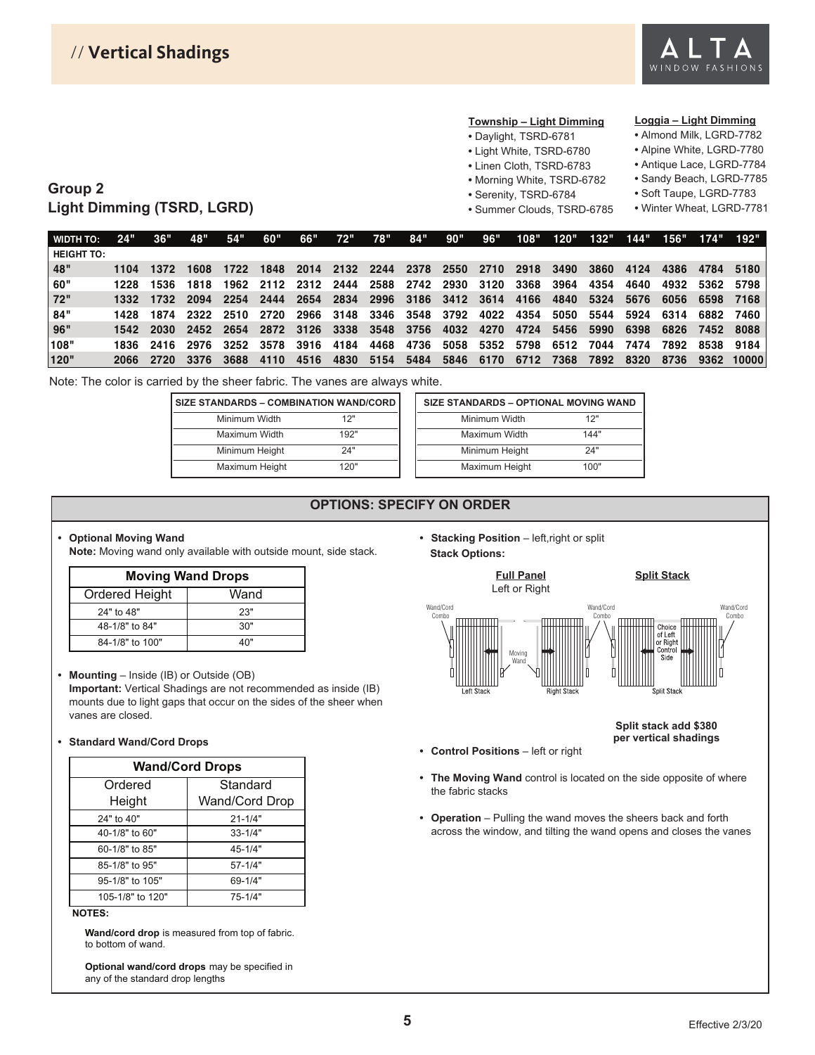# // Vertical Shadings

## Group 2
## Light Dimming (TSRD, LGRD)

**Township – Light Dimming**
- Daylight, TSRD-6781
- Light White, TSRD-6780
- Linen Cloth, TSRD-6783
- Morning White, TSRD-6782
- Serenity, TSRD-6784
- Summer Clouds, TSRD-6785

**Loggia – Light Dimming**
- Almond Milk, LGRD-7782
- Alpine White, LGRD-7780
- Antique Lace, LGRD-7784
- Sandy Beach, LGRD-7785
- Soft Taupe, LGRD-7783
- Winter Wheat, LGRD-7781

| WIDTH TO: | 24" | 36" | 48" | 54" | 60" | 66" | 72" | 78" | 84" | 90" | 96" | 108" | 120" | 132" | 144" | 156" | 174" | 192" |
|---|---|---|---|---|---|---|---|---|---|---|---|---|---|---|---|---|---|---|
| HEIGHT TO: | | | | | | | | | | | | | | | | | | |
| 48" | 1104 | 1372 | 1608 | 1722 | 1848 | 2014 | 2132 | 2244 | 2378 | 2550 | 2710 | 2918 | 3490 | 3860 | 4124 | 4386 | 4784 | 5180 |
| 60" | 1228 | 1536 | 1818 | 1962 | 2112 | 2312 | 2444 | 2588 | 2742 | 2930 | 3120 | 3368 | 3964 | 4354 | 4640 | 4932 | 5362 | 5798 |
| 72" | 1332 | 1732 | 2094 | 2254 | 2444 | 2654 | 2834 | 2996 | 3186 | 3412 | 3614 | 4166 | 4840 | 5324 | 5676 | 6056 | 6598 | 7168 |
| 84" | 1428 | 1874 | 2322 | 2510 | 2720 | 2966 | 3148 | 3346 | 3548 | 3792 | 4022 | 4354 | 5050 | 5544 | 5924 | 6314 | 6882 | 7460 |
| 96" | 1542 | 2030 | 2452 | 2654 | 2872 | 3126 | 3338 | 3548 | 3756 | 4032 | 4270 | 4724 | 5456 | 5990 | 6398 | 6826 | 7452 | 8088 |
| 108" | 1836 | 2416 | 2976 | 3252 | 3578 | 3916 | 4184 | 4468 | 4736 | 5058 | 5352 | 5798 | 6512 | 7044 | 7474 | 7892 | 8538 | 9184 |
| 120" | 2066 | 2720 | 3376 | 3688 | 4110 | 4516 | 4830 | 5154 | 5484 | 5846 | 6170 | 6712 | 7368 | 7892 | 8320 | 8736 | 9362 | 10000 |

Note: The color is carried by the sheer fabric. The vanes are always white.

| SIZE STANDARDS – COMBINATION WAND/CORD | |
|---|---|
| Minimum Width | 12" |
| Maximum Width | 192" |
| Minimum Height | 24" |
| Maximum Height | 120" |

| SIZE STANDARDS – OPTIONAL MOVING WAND | |
|---|---|
| Minimum Width | 12" |
| Maximum Width | 144" |
| Minimum Height | 24" |
| Maximum Height | 100" |

## OPTIONS: SPECIFY ON ORDER

- **Optional Moving Wand**
  **Note:** Moving wand only available with outside mount, side stack.

| Moving Wand Drops | |
|---|---|
| Ordered Height | Wand |
| 24" to 48" | 23" |
| 48-1/8" to 84" | 30" |
| 84-1/8" to 100" | 40" |

- **Mounting** – Inside (IB) or Outside (OB)
  **Important:** Vertical Shadings are not recommended as inside (IB) mounts due to light gaps that occur on the sides of the sheer when vanes are closed.

- **Standard Wand/Cord Drops**

| Wand/Cord Drops | |
|---|---|
| Ordered Height | Standard Wand/Cord Drop |
| 24" to 40" | 21-1/4" |
| 40-1/8" to 60" | 33-1/4" |
| 60-1/8" to 85" | 45-1/4" |
| 85-1/8" to 95" | 57-1/4" |
| 95-1/8" to 105" | 69-1/4" |
| 105-1/8" to 120" | 75-1/4" |

**NOTES:**

**Wand/cord drop** is measured from top of fabric. to bottom of wand.

**Optional wand/cord drops** may be specified in any of the standard drop lengths

- **Stacking Position** – left,right or split
  **Stack Options:**

**Full Panel** Left or Right — Wand/Cord Combo, Moving Wand, Left Stack, Right Stack

**Split Stack** — Wand/Cord Combo, Choice of Left or Right Control Side, Split Stack

**Split stack add $380 per vertical shadings**

- **Control Positions** – left or right
- **The Moving Wand** control is located on the side opposite of where the fabric stacks
- **Operation** – Pulling the wand moves the sheers back and forth across the window, and tilting the wand opens and closes the vanes

Effective 2/3/20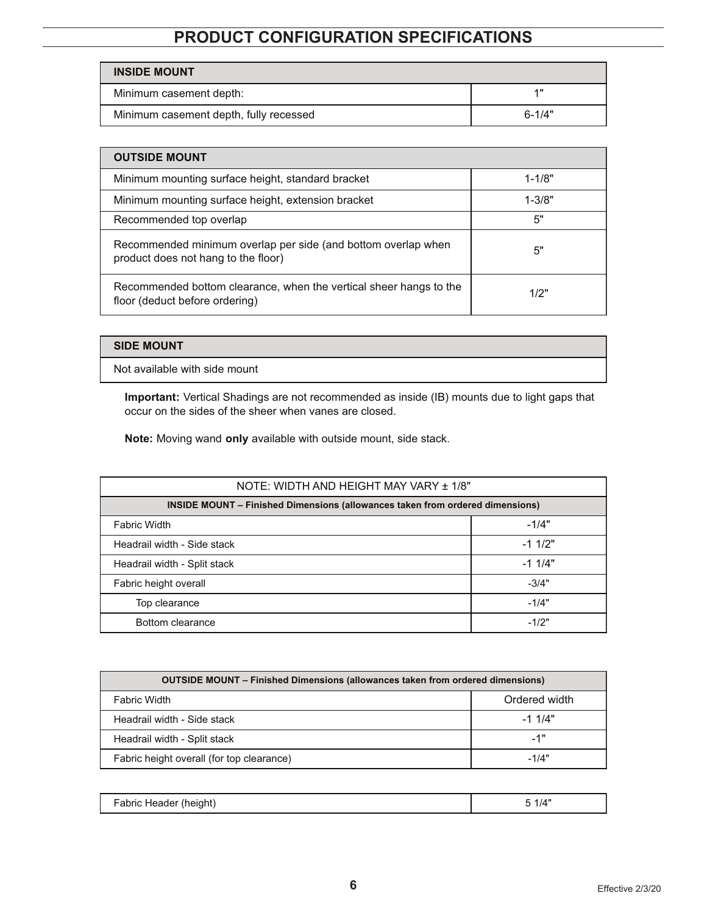# PRODUCT CONFIGURATION SPECIFICATIONS

| INSIDE MOUNT | |
|---|---|
| Minimum casement depth: | 1" |
| Minimum casement depth, fully recessed | 6-1/4" |

| OUTSIDE MOUNT | |
|---|---|
| Minimum mounting surface height, standard bracket | 1-1/8" |
| Minimum mounting surface height, extension bracket | 1-3/8" |
| Recommended top overlap | 5" |
| Recommended minimum overlap per side (and bottom overlap when product does not hang to the floor) | 5" |
| Recommended bottom clearance, when the vertical sheer hangs to the floor (deduct before ordering) | 1/2" |

| SIDE MOUNT |
|---|
| Not available with side mount |

**Important:** Vertical Shadings are not recommended as inside (IB) mounts due to light gaps that occur on the sides of the sheer when vanes are closed.

**Note:** Moving wand **only** available with outside mount, side stack.

| NOTE: WIDTH AND HEIGHT MAY VARY ± 1/8" | |
|---|---|
| **INSIDE MOUNT – Finished Dimensions (allowances taken from ordered dimensions)** | |
| Fabric Width | -1/4" |
| Headrail width - Side stack | -1 1/2" |
| Headrail width - Split stack | -1 1/4" |
| Fabric height overall | -3/4" |
| Top clearance | -1/4" |
| Bottom clearance | -1/2" |

| OUTSIDE MOUNT – Finished Dimensions (allowances taken from ordered dimensions) | |
|---|---|
| Fabric Width | Ordered width |
| Headrail width - Side stack | -1 1/4" |
| Headrail width - Split stack | -1" |
| Fabric height overall (for top clearance) | -1/4" |

| Fabric Header (height) | 5 1/4" |
|---|---|

Effective 2/3/20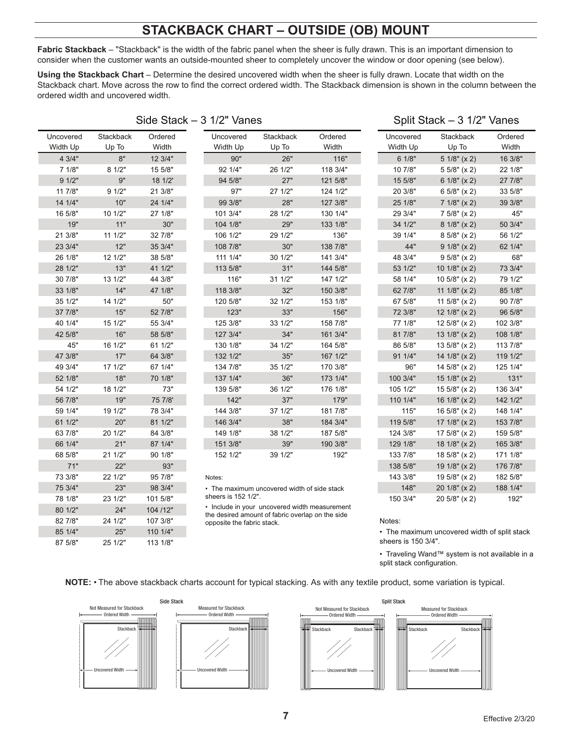# STACKBACK CHART – OUTSIDE (OB) MOUNT

**Fabric Stackback** – "Stackback" is the width of the fabric panel when the sheer is fully drawn. This is an important dimension to consider when the customer wants an outside-mounted sheer to completely uncover the window or door opening (see below).

**Using the Stackback Chart** – Determine the desired uncovered width when the sheer is fully drawn. Locate that width on the Stackback chart. Move across the row to find the correct ordered width. The Stackback dimension is shown in the column between the ordered width and uncovered width.

## Side Stack – 3 1/2" Vanes

| Uncovered Width Up | Stackback Up To | Ordered Width |
|---|---|---|
| 4 3/4" | 8" | 12 3/4" |
| 7 1/8" | 8 1/2" | 15 5/8" |
| 9 1/2" | 9" | 18 1/2' |
| 11 7/8" | 9 1/2" | 21 3/8" |
| 14 1/4" | 10" | 24 1/4" |
| 16 5/8" | 10 1/2" | 27 1/8" |
| 19" | 11" | 30" |
| 21 3/8" | 11 1/2" | 32 7/8" |
| 23 3/4" | 12" | 35 3/4" |
| 26 1/8" | 12 1/2" | 38 5/8" |
| 28 1/2" | 13" | 41 1/2" |
| 30 7/8" | 13 1/2" | 44 3/8" |
| 33 1/8" | 14" | 47 1/8" |
| 35 1/2" | 14 1/2" | 50" |
| 37 7/8" | 15" | 52 7/8" |
| 40 1/4" | 15 1/2" | 55 3/4" |
| 42 5/8" | 16" | 58 5/8" |
| 45" | 16 1/2" | 61 1/2" |
| 47 3/8" | 17" | 64 3/8" |
| 49 3/4" | 17 1/2" | 67 1/4" |
| 52 1/8" | 18" | 70 1/8" |
| 54 1/2" | 18 1/2" | 73" |
| 56 7/8" | 19" | 75 7/8' |
| 59 1/4" | 19 1/2" | 78 3/4" |
| 61 1/2" | 20" | 81 1/2" |
| 63 7/8" | 20 1/2" | 84 3/8" |
| 66 1/4" | 21" | 87 1/4" |
| 68 5/8" | 21 1/2" | 90 1/8" |
| 71" | 22" | 93" |
| 73 3/8" | 22 1/2" | 95 7/8" |
| 75 3/4" | 23" | 98 3/4" |
| 78 1/8" | 23 1/2" | 101 5/8" |
| 80 1/2" | 24" | 104 /12" |
| 82 7/8" | 24 1/2" | 107 3/8" |
| 85 1/4" | 25" | 110 1/4" |
| 87 5/8" | 25 1/2" | 113 1/8" |
| 90" | 26" | 116" |
| 92 1/4" | 26 1/2" | 118 3/4" |
| 94 5/8" | 27" | 121 5/8" |
| 97" | 27 1/2" | 124 1/2" |
| 99 3/8" | 28" | 127 3/8" |
| 101 3/4" | 28 1/2" | 130 1/4" |
| 104 1/8" | 29" | 133 1/8" |
| 106 1/2" | 29 1/2" | 136" |
| 108 7/8" | 30" | 138 7/8" |
| 111 1/4" | 30 1/2" | 141 3/4" |
| 113 5/8" | 31" | 144 5/8" |
| 116" | 31 1/2" | 147 1/2" |
| 118 3/8" | 32" | 150 3/8" |
| 120 5/8" | 32 1/2" | 153 1/8" |
| 123" | 33" | 156" |
| 125 3/8" | 33 1/2" | 158 7/8" |
| 127 3/4" | 34" | 161 3/4" |
| 130 1/8" | 34 1/2" | 164 5/8" |
| 132 1/2" | 35" | 167 1/2" |
| 134 7/8" | 35 1/2" | 170 3/8" |
| 137 1/4" | 36" | 173 1/4" |
| 139 5/8" | 36 1/2" | 176 1/8" |
| 142" | 37" | 179" |
| 144 3/8" | 37 1/2" | 181 7/8" |
| 146 3/4" | 38" | 184 3/4" |
| 149 1/8" | 38 1/2" | 187 5/8" |
| 151 3/8" | 39" | 190 3/8" |
| 152 1/2" | 39 1/2" | 192" |

Notes:

- The maximum uncovered width of side stack sheers is 152 1/2".
- Include in your uncovered width measurement the desired amount of fabric overlap on the side opposite the fabric stack.

## Split Stack – 3 1/2" Vanes

| Uncovered Width Up | Stackback Up To | Ordered Width |
|---|---|---|
| 6 1/8" | 5 1/8" (x 2) | 16 3/8" |
| 10 7/8" | 5 5/8" (x 2) | 22 1/8" |
| 15 5/8" | 6 1/8" (x 2) | 27 7/8" |
| 20 3/8" | 6 5/8" (x 2) | 33 5/8" |
| 25 1/8" | 7 1/8" (x 2) | 39 3/8" |
| 29 3/4" | 7 5/8" (x 2) | 45" |
| 34 1/2" | 8 1/8" (x 2) | 50 3/4" |
| 39 1/4" | 8 5/8" (x 2) | 56 1/2" |
| 44" | 9 1/8" (x 2) | 62 1/4" |
| 48 3/4" | 9 5/8" (x 2) | 68" |
| 53 1/2" | 10 1/8" (x 2) | 73 3/4" |
| 58 1/4" | 10 5/8" (x 2) | 79 1/2" |
| 62 7/8" | 11 1/8" (x 2) | 85 1/8" |
| 67 5/8" | 11 5/8" (x 2) | 90 7/8" |
| 72 3/8" | 12 1/8" (x 2) | 96 5/8" |
| 77 1/8" | 12 5/8" (x 2) | 102 3/8" |
| 81 7/8" | 13 1/8" (x 2) | 108 1/8" |
| 86 5/8" | 13 5/8" (x 2) | 113 7/8" |
| 91 1/4" | 14 1/8" (x 2) | 119 1/2" |
| 96" | 14 5/8" (x 2) | 125 1/4" |
| 100 3/4" | 15 1/8" (x 2) | 131" |
| 105 1/2" | 15 5/8" (x 2) | 136 3/4" |
| 110 1/4" | 16 1/8" (x 2) | 142 1/2" |
| 115" | 16 5/8" (x 2) | 148 1/4" |
| 119 5/8" | 17 1/8" (x 2) | 153 7/8" |
| 124 3/8" | 17 5/8" (x 2) | 159 5/8" |
| 129 1/8" | 18 1/8" (x 2) | 165 3/8" |
| 133 7/8" | 18 5/8" (x 2) | 171 1/8" |
| 138 5/8" | 19 1/8" (x 2) | 176 7/8" |
| 143 3/8" | 19 5/8" (x 2) | 182 5/8" |
| 148" | 20 1/8" (x 2) | 188 1/4" |
| 150 3/4" | 20 5/8" (x 2) | 192" |

Notes:

- The maximum uncovered width of split stack sheers is 150 3/4".
- Traveling Wand™ system is not available in a split stack configuration.

**NOTE:** • The above stackback charts account for typical stacking. As with any textile product, some variation is typical.

Side Stack

Not Measured for Stackback — Ordered Width — Stackback — Uncovered Width

Measured for Stackback — Ordered Width — Stackback — Uncovered Width

Split Stack

Not Measured for Stackback — Ordered Width — Stackback — Stackback — Uncovered Width

Measured for Stackback — Ordered Width — Stackback — Stackback — Uncovered Width

Effective 2/3/20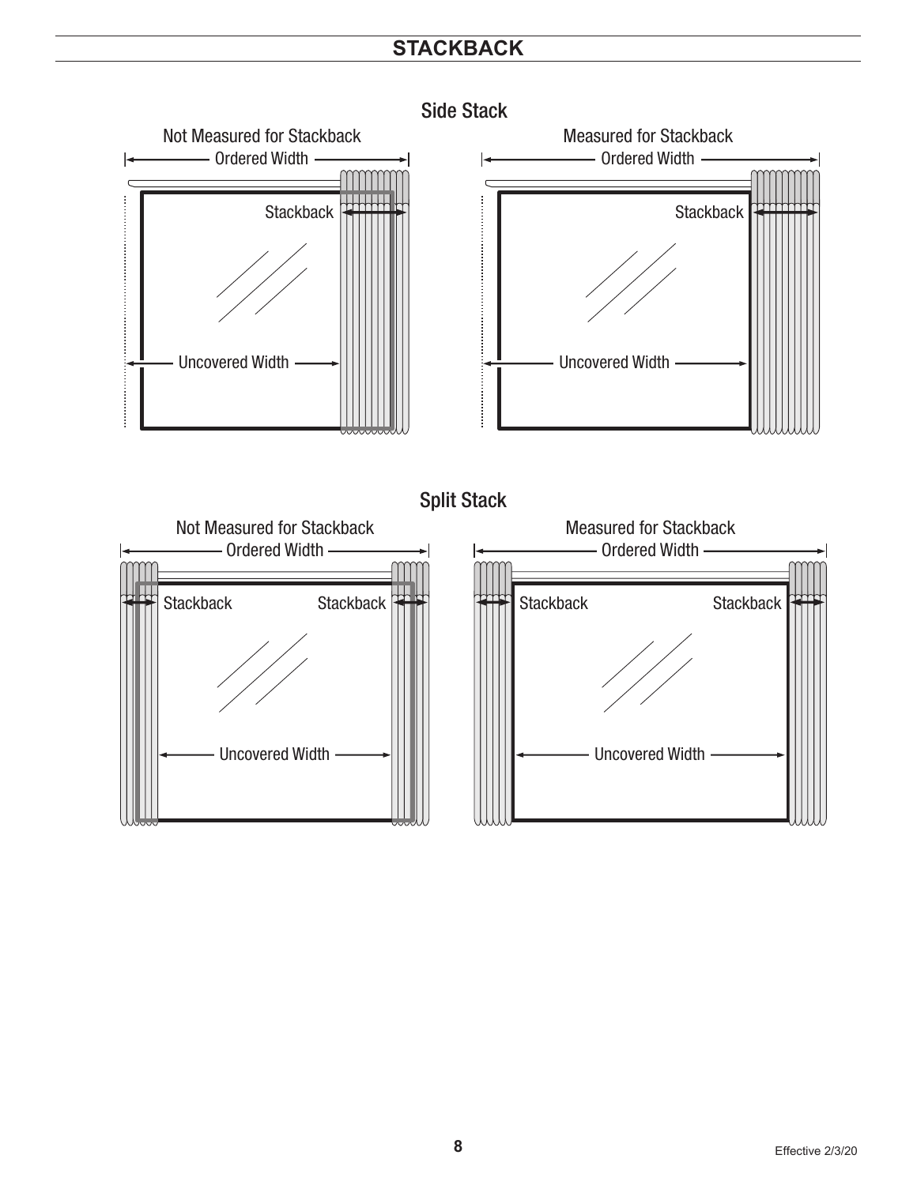# STACKBACK

## Side Stack

Not Measured for Stackback

Ordered Width

Stackback

Uncovered Width

Measured for Stackback

Ordered Width

Stackback

Uncovered Width

## Split Stack

Not Measured for Stackback

Ordered Width

Stackback

Stackback

Uncovered Width

Measured for Stackback

Ordered Width

Stackback

Stackback

Uncovered Width

Effective 2/3/20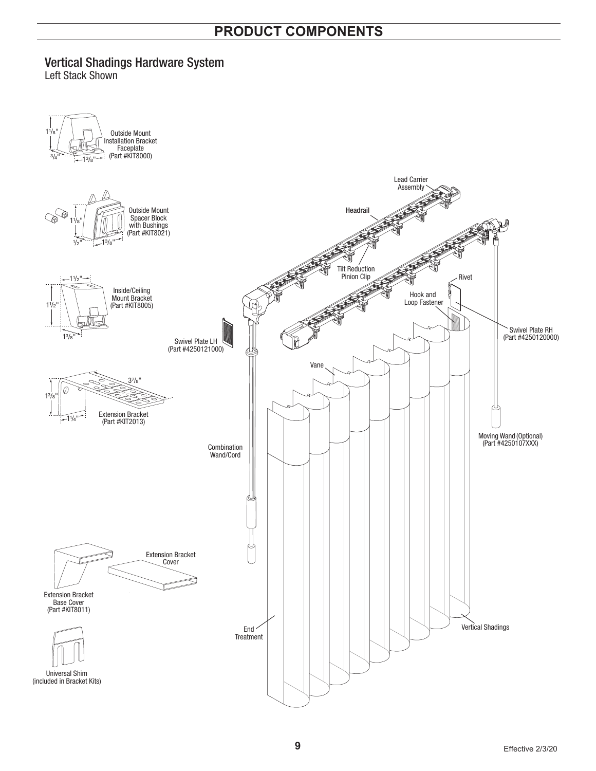# PRODUCT COMPONENTS

## Vertical Shadings Hardware System

Left Stack Shown

1 1/8"
3/4"
1 3/8"
Outside Mount Installation Bracket Faceplate (Part #KIT8000)

1 1/8"
1/2"
1 3/8"
Outside Mount Spacer Block with Bushings (Part #KIT8021)

1 1/2"
1 1/2"
1 3/8"
Inside/Ceiling Mount Bracket (Part #KIT8005)

3 7/8"
1 3/8"
1 1/4"
Extension Bracket (Part #KIT2013)

Extension Bracket Cover

Extension Bracket Base Cover (Part #KIT8011)

Universal Shim (included in Bracket Kits)

Lead Carrier Assembly

Headrail

Tilt Reduction Pinion Clip

Rivet

Hook and Loop Fastener

Swivel Plate RH (Part #4250120000)

Swivel Plate LH (Part #4250121000)

Vane

Moving Wand (Optional) (Part #4250107XXX)

Combination Wand/Cord

End Treatment

Vertical Shadings

Effective 2/3/20